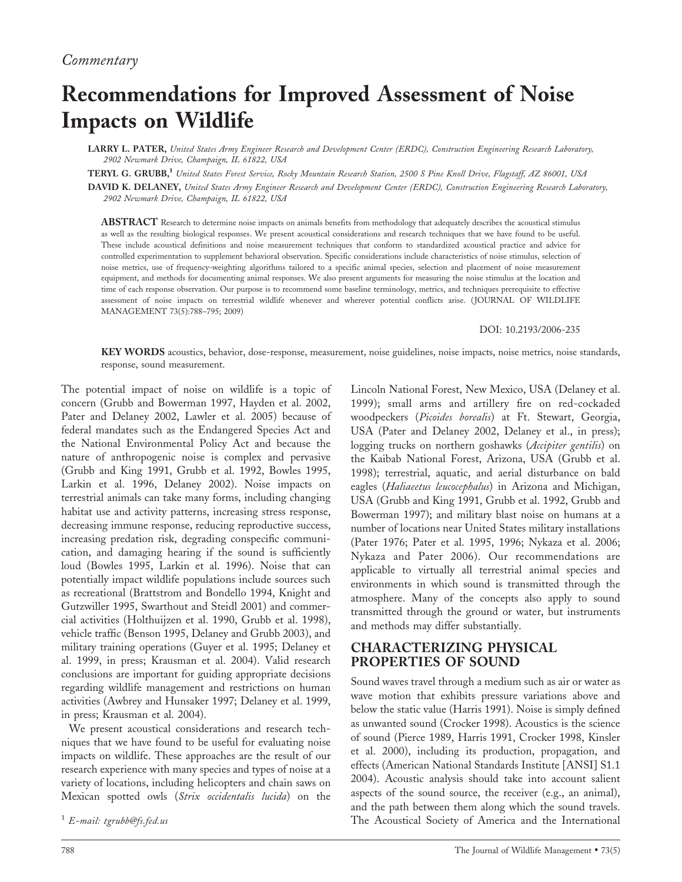*Commentary*

# Recommendations for Improved Assessment of Noise Impacts on Wildlife

**LARRY L. PATER,** *United States Army Engineer Research and Development Center (ERDC), Construction Engineering Research Laboratory, 2902 Newmark Drive, Champaign, IL 61822, USA*

**TERYL G. GRUBB,**[1] *United States Forest Service, Rocky Mountain Research Station, 2500 S Pine Knoll Drive, Flagstaff, AZ 86001, USA*

**DAVID K. DELANEY,** *United States Army Engineer Research and Development Center (ERDC), Construction Engineering Research Laboratory, 2902 Newmark Drive, Champaign, IL 61822, USA*

**ABSTRACT** Research to determine noise impacts on animals benefits from methodology that adequately describes the acoustical stimulus as well as the resulting biological responses. We present acoustical considerations and research techniques that we have found to be useful. These include acoustical definitions and noise measurement techniques that conform to standardized acoustical practice and advice for controlled experimentation to supplement behavioral observation. Specific considerations include characteristics of noise stimulus, selection of noise metrics, use of frequency-weighting algorithms tailored to a specific animal species, selection and placement of noise measurement equipment, and methods for documenting animal responses. We also present arguments for measuring the noise stimulus at the location and time of each response observation. Our purpose is to recommend some baseline terminology, metrics, and techniques prerequisite to effective assessment of noise impacts on terrestrial wildlife whenever and wherever potential conflicts arise. (JOURNAL OF WILDLIFE MANAGEMENT 73(5):788–795; 2009)

DOI: 10.2193/2006-235

**KEY WORDS** acoustics, behavior, dose-response, measurement, noise guidelines, noise impacts, noise metrics, noise standards, response, sound measurement.

The potential impact of noise on wildlife is a topic of concern (Grubb and Bowerman 1997, Hayden et al. 2002, Pater and Delaney 2002, Lawler et al. 2005) because of federal mandates such as the Endangered Species Act and the National Environmental Policy Act and because the nature of anthropogenic noise is complex and pervasive (Grubb and King 1991, Grubb et al. 1992, Bowles 1995, Larkin et al. 1996, Delaney 2002). Noise impacts on terrestrial animals can take many forms, including changing habitat use and activity patterns, increasing stress response, decreasing immune response, reducing reproductive success, increasing predation risk, degrading conspecific communication, and damaging hearing if the sound is sufficiently loud (Bowles 1995, Larkin et al. 1996). Noise that can potentially impact wildlife populations include sources such as recreational (Brattstrom and Bondello 1994, Knight and Gutzwiller 1995, Swarthout and Steidl 2001) and commercial activities (Holthuijzen et al. 1990, Grubb et al. 1998), vehicle traffic (Benson 1995, Delaney and Grubb 2003), and military training operations (Guyer et al. 1995; Delaney et al. 1999, in press; Krausman et al. 2004). Valid research conclusions are important for guiding appropriate decisions regarding wildlife management and restrictions on human activities (Awbrey and Hunsaker 1997; Delaney et al. 1999, in press; Krausman et al. 2004).

We present acoustical considerations and research techniques that we have found to be useful for evaluating noise impacts on wildlife. These approaches are the result of our research experience with many species and types of noise at a variety of locations, including helicopters and chain saws on Mexican spotted owls (*Strix occidentalis lucida*) on the Lincoln National Forest, New Mexico, USA (Delaney et al. 1999); small arms and artillery fire on red-cockaded woodpeckers (*Picoides borealis*) at Ft. Stewart, Georgia, USA (Pater and Delaney 2002, Delaney et al., in press); logging trucks on northern goshawks (*Accipiter gentilis*) on the Kaibab National Forest, Arizona, USA (Grubb et al. 1998); terrestrial, aquatic, and aerial disturbance on bald eagles (*Haliaeetus leucocephalus*) in Arizona and Michigan, USA (Grubb and King 1991, Grubb et al. 1992, Grubb and Bowerman 1997); and military blast noise on humans at a number of locations near United States military installations (Pater 1976; Pater et al. 1995, 1996; Nykaza et al. 2006; Nykaza and Pater 2006). Our recommendations are applicable to virtually all terrestrial animal species and environments in which sound is transmitted through the atmosphere. Many of the concepts also apply to sound transmitted through the ground or water, but instruments and methods may differ substantially.

## CHARACTERIZING PHYSICAL PROPERTIES OF SOUND

Sound waves travel through a medium such as air or water as wave motion that exhibits pressure variations above and below the static value (Harris 1991). Noise is simply defined as unwanted sound (Crocker 1998). Acoustics is the science of sound (Pierce 1989, Harris 1991, Crocker 1998, Kinsler et al. 2000), including its production, propagation, and effects (American National Standards Institute [ANSI] S1.1 2004). Acoustic analysis should take into account salient aspects of the sound source, the receiver (e.g., an animal), and the path between them along which the sound travels. The Acoustical Society of America and the International

[1] *E-mail: tgrubb@fs.fed.us*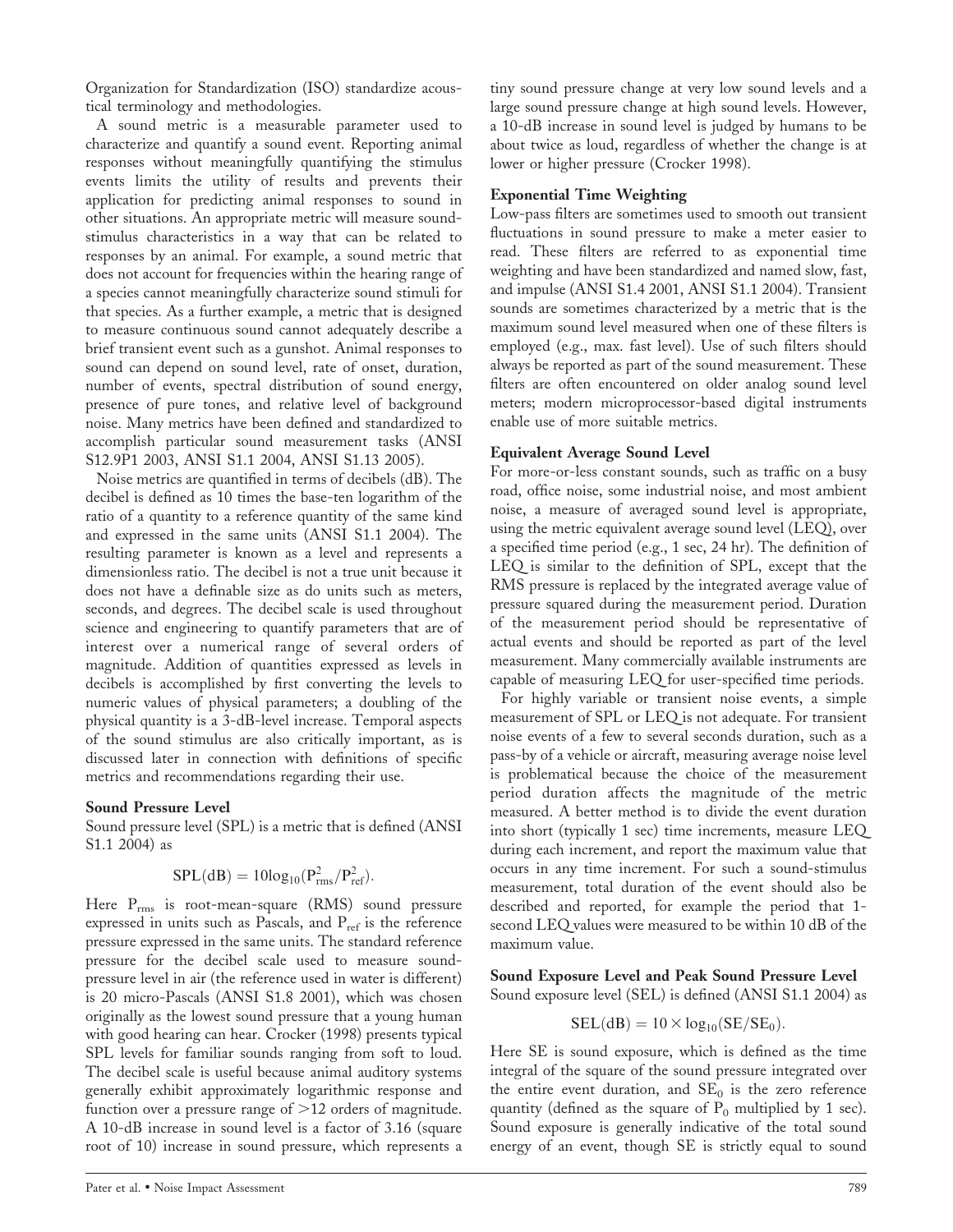Organization for Standardization (ISO) standardize acoustical terminology and methodologies.

A sound metric is a measurable parameter used to characterize and quantify a sound event. Reporting animal responses without meaningfully quantifying the stimulus events limits the utility of results and prevents their application for predicting animal responses to sound in other situations. An appropriate metric will measure sound-stimulus characteristics in a way that can be related to responses by an animal. For example, a sound metric that does not account for frequencies within the hearing range of a species cannot meaningfully characterize sound stimuli for that species. As a further example, a metric that is designed to measure continuous sound cannot adequately describe a brief transient event such as a gunshot. Animal responses to sound can depend on sound level, rate of onset, duration, number of events, spectral distribution of sound energy, presence of pure tones, and relative level of background noise. Many metrics have been defined and standardized to accomplish particular sound measurement tasks (ANSI S12.9P1 2003, ANSI S1.1 2004, ANSI S1.13 2005).

Noise metrics are quantified in terms of decibels (dB). The decibel is defined as 10 times the base-ten logarithm of the ratio of a quantity to a reference quantity of the same kind and expressed in the same units (ANSI S1.1 2004). The resulting parameter is known as a level and represents a dimensionless ratio. The decibel is not a true unit because it does not have a definable size as do units such as meters, seconds, and degrees. The decibel scale is used throughout science and engineering to quantify parameters that are of interest over a numerical range of several orders of magnitude. Addition of quantities expressed as levels in decibels is accomplished by first converting the levels to numeric values of physical parameters; a doubling of the physical quantity is a 3-dB-level increase. Temporal aspects of the sound stimulus are also critically important, as is discussed later in connection with definitions of specific metrics and recommendations regarding their use.

### Sound Pressure Level

Sound pressure level (SPL) is a metric that is defined (ANSI S1.1 2004) as

$$\mathrm{SPL(dB)} = 10\log_{10}(P_{rms}^2/P_{ref}^2).$$

Here $P_{rms}$ is root-mean-square (RMS) sound pressure expressed in units such as Pascals, and $P_{ref}$ is the reference pressure expressed in the same units. The standard reference pressure for the decibel scale used to measure sound-pressure level in air (the reference used in water is different) is 20 micro-Pascals (ANSI S1.8 2001), which was chosen originally as the lowest sound pressure that a young human with good hearing can hear. Crocker (1998) presents typical SPL levels for familiar sounds ranging from soft to loud. The decibel scale is useful because animal auditory systems generally exhibit approximately logarithmic response and function over a pressure range of >12 orders of magnitude. A 10-dB increase in sound level is a factor of 3.16 (square root of 10) increase in sound pressure, which represents a tiny sound pressure change at very low sound levels and a large sound pressure change at high sound levels. However, a 10-dB increase in sound level is judged by humans to be about twice as loud, regardless of whether the change is at lower or higher pressure (Crocker 1998).

### Exponential Time Weighting

Low-pass filters are sometimes used to smooth out transient fluctuations in sound pressure to make a meter easier to read. These filters are referred to as exponential time weighting and have been standardized and named slow, fast, and impulse (ANSI S1.4 2001, ANSI S1.1 2004). Transient sounds are sometimes characterized by a metric that is the maximum sound level measured when one of these filters is employed (e.g., max. fast level). Use of such filters should always be reported as part of the sound measurement. These filters are often encountered on older analog sound level meters; modern microprocessor-based digital instruments enable use of more suitable metrics.

### Equivalent Average Sound Level

For more-or-less constant sounds, such as traffic on a busy road, office noise, some industrial noise, and most ambient noise, a measure of averaged sound level is appropriate, using the metric equivalent average sound level (LEQ), over a specified time period (e.g., 1 sec, 24 hr). The definition of LEQ is similar to the definition of SPL, except that the RMS pressure is replaced by the integrated average value of pressure squared during the measurement period. Duration of the measurement period should be representative of actual events and should be reported as part of the level measurement. Many commercially available instruments are capable of measuring LEQ for user-specified time periods.

For highly variable or transient noise events, a simple measurement of SPL or LEQ is not adequate. For transient noise events of a few to several seconds duration, such as a pass-by of a vehicle or aircraft, measuring average noise level is problematical because the choice of the measurement period duration affects the magnitude of the metric measured. A better method is to divide the event duration into short (typically 1 sec) time increments, measure LEQ during each increment, and report the maximum value that occurs in any time increment. For such a sound-stimulus measurement, total duration of the event should also be described and reported, for example the period that 1-second LEQ values were measured to be within 10 dB of the maximum value.

### Sound Exposure Level and Peak Sound Pressure Level

Sound exposure level (SEL) is defined (ANSI S1.1 2004) as

$$\mathrm{SEL(dB)} = 10 \times \log_{10}(\mathrm{SE}/\mathrm{SE}_0).$$

Here SE is sound exposure, which is defined as the time integral of the square of the sound pressure integrated over the entire event duration, and $SE_0$ is the zero reference quantity (defined as the square of $P_0$ multiplied by 1 sec). Sound exposure is generally indicative of the total sound energy of an event, though SE is strictly equal to sound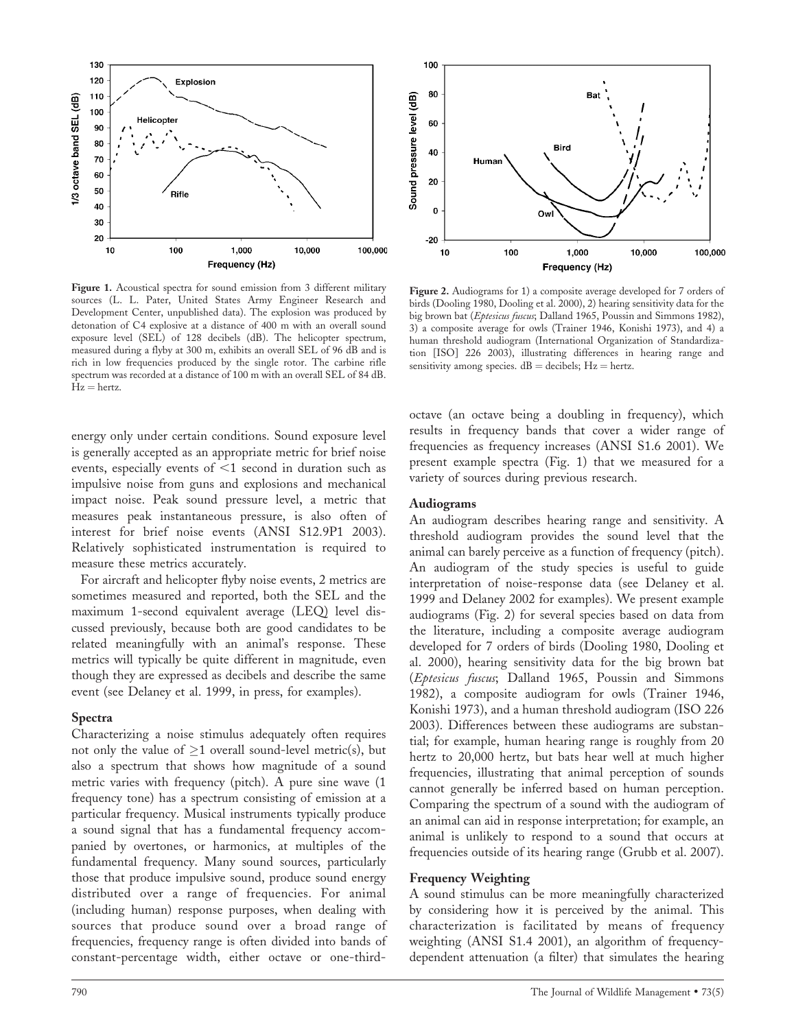Figure 1. Acoustical spectra for sound emission from 3 different military sources (L. L. Pater, United States Army Engineer Research and Development Center, unpublished data). The explosion was produced by detonation of C4 explosive at a distance of 400 m with an overall sound exposure level (SEL) of 128 decibels (dB). The helicopter spectrum, measured during a flyby at 300 m, exhibits an overall SEL of 96 dB and is rich in low frequencies produced by the single rotor. The carbine rifle spectrum was recorded at a distance of 100 m with an overall SEL of 84 dB. Hz = hertz.

Figure 2. Audiograms for 1) a composite average developed for 7 orders of birds (Dooling 1980, Dooling et al. 2000), 2) hearing sensitivity data for the big brown bat (*Eptesicus fuscus*; Dalland 1965, Poussin and Simmons 1982), 3) a composite average for owls (Trainer 1946, Konishi 1973), and 4) a human threshold audiogram (International Organization of Standardization [ISO] 226 2003), illustrating differences in hearing range and sensitivity among species. dB = decibels; Hz = hertz.

energy only under certain conditions. Sound exposure level is generally accepted as an appropriate metric for brief noise events, especially events of <1 second in duration such as impulsive noise from guns and explosions and mechanical impact noise. Peak sound pressure level, a metric that measures peak instantaneous pressure, is also often of interest for brief noise events (ANSI S12.9P1 2003). Relatively sophisticated instrumentation is required to measure these metrics accurately.

For aircraft and helicopter flyby noise events, 2 metrics are sometimes measured and reported, both the SEL and the maximum 1-second equivalent average (LEQ) level discussed previously, because both are good candidates to be related meaningfully with an animal's response. These metrics will typically be quite different in magnitude, even though they are expressed as decibels and describe the same event (see Delaney et al. 1999, in press, for examples).

### Spectra

Characterizing a noise stimulus adequately often requires not only the value of ≥1 overall sound-level metric(s), but also a spectrum that shows how magnitude of a sound metric varies with frequency (pitch). A pure sine wave (1 frequency tone) has a spectrum consisting of emission at a particular frequency. Musical instruments typically produce a sound signal that has a fundamental frequency accompanied by overtones, or harmonics, at multiples of the fundamental frequency. Many sound sources, particularly those that produce impulsive sound, produce sound energy distributed over a range of frequencies. For animal (including human) response purposes, when dealing with sources that produce sound over a broad range of frequencies, frequency range is often divided into bands of constant-percentage width, either octave or one-third-octave (an octave being a doubling in frequency), which results in frequency bands that cover a wider range of frequencies as frequency increases (ANSI S1.6 2001). We present example spectra (Fig. 1) that we measured for a variety of sources during previous research.

### Audiograms

An audiogram describes hearing range and sensitivity. A threshold audiogram provides the sound level that the animal can barely perceive as a function of frequency (pitch). An audiogram of the study species is useful to guide interpretation of noise-response data (see Delaney et al. 1999 and Delaney 2002 for examples). We present example audiograms (Fig. 2) for several species based on data from the literature, including a composite average audiogram developed for 7 orders of birds (Dooling 1980, Dooling et al. 2000), hearing sensitivity data for the big brown bat (*Eptesicus fuscus*; Dalland 1965, Poussin and Simmons 1982), a composite audiogram for owls (Trainer 1946, Konishi 1973), and a human threshold audiogram (ISO 226 2003). Differences between these audiograms are substantial; for example, human hearing range is roughly from 20 hertz to 20,000 hertz, but bats hear well at much higher frequencies, illustrating that animal perception of sounds cannot generally be inferred based on human perception. Comparing the spectrum of a sound with the audiogram of an animal can aid in response interpretation; for example, an animal is unlikely to respond to a sound that occurs at frequencies outside of its hearing range (Grubb et al. 2007).

### Frequency Weighting

A sound stimulus can be more meaningfully characterized by considering how it is perceived by the animal. This characterization is facilitated by means of frequency weighting (ANSI S1.4 2001), an algorithm of frequency-dependent attenuation (a filter) that simulates the hearing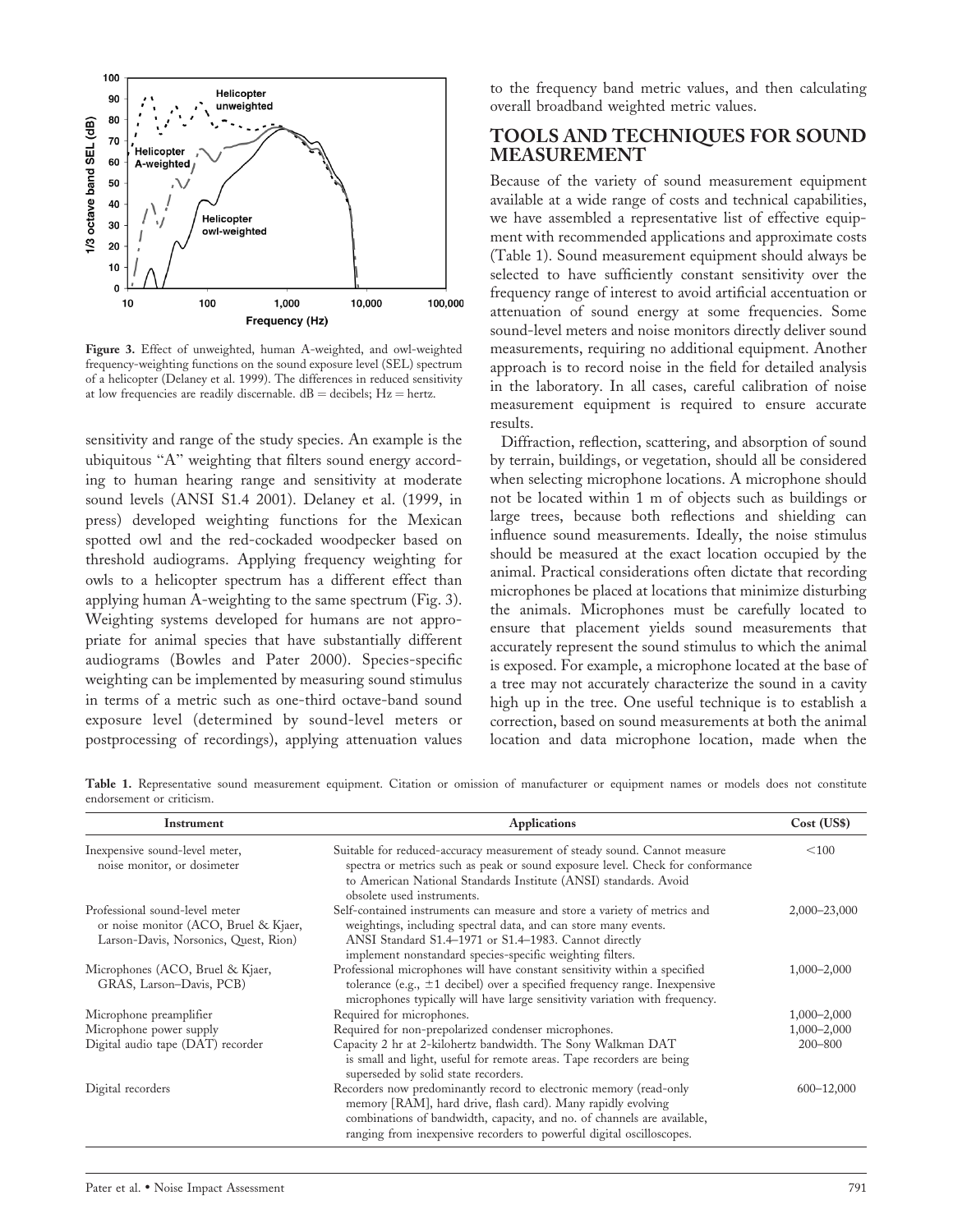Figure 3. Effect of unweighted, human A-weighted, and owl-weighted frequency-weighting functions on the sound exposure level (SEL) spectrum of a helicopter (Delaney et al. 1999). The differences in reduced sensitivity at low frequencies are readily discernable. dB = decibels; Hz = hertz.

sensitivity and range of the study species. An example is the ubiquitous "A" weighting that filters sound energy according to human hearing range and sensitivity at moderate sound levels (ANSI S1.4 2001). Delaney et al. (1999, in press) developed weighting functions for the Mexican spotted owl and the red-cockaded woodpecker based on threshold audiograms. Applying frequency weighting for owls to a helicopter spectrum has a different effect than applying human A-weighting to the same spectrum (Fig. 3). Weighting systems developed for humans are not appropriate for animal species that have substantially different audiograms (Bowles and Pater 2000). Species-specific weighting can be implemented by measuring sound stimulus in terms of a metric such as one-third octave-band sound exposure level (determined by sound-level meters or postprocessing of recordings), applying attenuation values to the frequency band metric values, and then calculating overall broadband weighted metric values.

## TOOLS AND TECHNIQUES FOR SOUND MEASUREMENT

Because of the variety of sound measurement equipment available at a wide range of costs and technical capabilities, we have assembled a representative list of effective equipment with recommended applications and approximate costs (Table 1). Sound measurement equipment should always be selected to have sufficiently constant sensitivity over the frequency range of interest to avoid artificial accentuation or attenuation of sound energy at some frequencies. Some sound-level meters and noise monitors directly deliver sound measurements, requiring no additional equipment. Another approach is to record noise in the field for detailed analysis in the laboratory. In all cases, careful calibration of noise measurement equipment is required to ensure accurate results.

Diffraction, reflection, scattering, and absorption of sound by terrain, buildings, or vegetation, should all be considered when selecting microphone locations. A microphone should not be located within 1 m of objects such as buildings or large trees, because both reflections and shielding can influence sound measurements. Ideally, the noise stimulus should be measured at the exact location occupied by the animal. Practical considerations often dictate that recording microphones be placed at locations that minimize disturbing the animals. Microphones must be carefully located to ensure that placement yields sound measurements that accurately represent the sound stimulus to which the animal is exposed. For example, a microphone located at the base of a tree may not accurately characterize the sound in a cavity high up in the tree. One useful technique is to establish a correction, based on sound measurements at both the animal location and data microphone location, made when the

Table 1. Representative sound measurement equipment. Citation or omission of manufacturer or equipment names or models does not constitute endorsement or criticism.

| Instrument | Applications | Cost (US$) |
|---|---|---|
| Inexpensive sound-level meter, noise monitor, or dosimeter | Suitable for reduced-accuracy measurement of steady sound. Cannot measure spectra or metrics such as peak or sound exposure level. Check for conformance to American National Standards Institute (ANSI) standards. Avoid obsolete used instruments. | <100 |
| Professional sound-level meter or noise monitor (ACO, Bruel & Kjaer, Larson-Davis, Norsonics, Quest, Rion) | Self-contained instruments can measure and store a variety of metrics and weightings, including spectral data, and can store many events. ANSI Standard S1.4–1971 or S1.4–1983. Cannot directly implement nonstandard species-specific weighting filters. | 2,000–23,000 |
| Microphones (ACO, Bruel & Kjaer, GRAS, Larson–Davis, PCB) | Professional microphones will have constant sensitivity within a specified tolerance (e.g., ±1 decibel) over a specified frequency range. Inexpensive microphones typically will have large sensitivity variation with frequency. | 1,000–2,000 |
| Microphone preamplifier | Required for microphones. | 1,000–2,000 |
| Microphone power supply | Required for non-prepolarized condenser microphones. | 1,000–2,000 |
| Digital audio tape (DAT) recorder | Capacity 2 hr at 2-kilohertz bandwidth. The Sony Walkman DAT is small and light, useful for remote areas. Tape recorders are being superseded by solid state recorders. | 200–800 |
| Digital recorders | Recorders now predominantly record to electronic memory (read-only memory [RAM], hard drive, flash card). Many rapidly evolving combinations of bandwidth, capacity, and no. of channels are available, ranging from inexpensive recorders to powerful digital oscilloscopes. | 600–12,000 |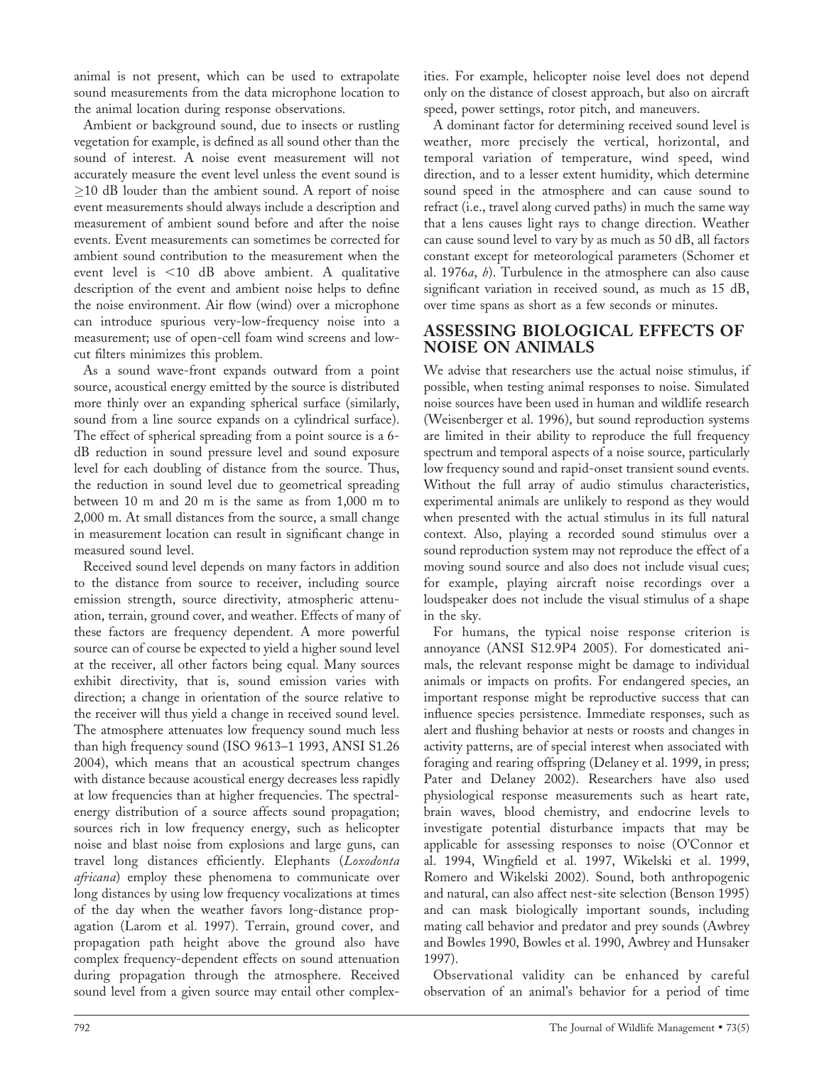animal is not present, which can be used to extrapolate sound measurements from the data microphone location to the animal location during response observations.

Ambient or background sound, due to insects or rustling vegetation for example, is defined as all sound other than the sound of interest. A noise event measurement will not accurately measure the event level unless the event sound is ≥10 dB louder than the ambient sound. A report of noise event measurements should always include a description and measurement of ambient sound before and after the noise events. Event measurements can sometimes be corrected for ambient sound contribution to the measurement when the event level is <10 dB above ambient. A qualitative description of the event and ambient noise helps to define the noise environment. Air flow (wind) over a microphone can introduce spurious very-low-frequency noise into a measurement; use of open-cell foam wind screens and low-cut filters minimizes this problem.

As a sound wave-front expands outward from a point source, acoustical energy emitted by the source is distributed more thinly over an expanding spherical surface (similarly, sound from a line source expands on a cylindrical surface). The effect of spherical spreading from a point source is a 6-dB reduction in sound pressure level and sound exposure level for each doubling of distance from the source. Thus, the reduction in sound level due to geometrical spreading between 10 m and 20 m is the same as from 1,000 m to 2,000 m. At small distances from the source, a small change in measurement location can result in significant change in measured sound level.

Received sound level depends on many factors in addition to the distance from source to receiver, including source emission strength, source directivity, atmospheric attenuation, terrain, ground cover, and weather. Effects of many of these factors are frequency dependent. A more powerful source can of course be expected to yield a higher sound level at the receiver, all other factors being equal. Many sources exhibit directivity, that is, sound emission varies with direction; a change in orientation of the source relative to the receiver will thus yield a change in received sound level. The atmosphere attenuates low frequency sound much less than high frequency sound (ISO 9613–1 1993, ANSI S1.26 2004), which means that an acoustical spectrum changes with distance because acoustical energy decreases less rapidly at low frequencies than at higher frequencies. The spectral-energy distribution of a source affects sound propagation; sources rich in low frequency energy, such as helicopter noise and blast noise from explosions and large guns, can travel long distances efficiently. Elephants (*Loxodonta africana*) employ these phenomena to communicate over long distances by using low frequency vocalizations at times of the day when the weather favors long-distance propagation (Larom et al. 1997). Terrain, ground cover, and propagation path height above the ground also have complex frequency-dependent effects on sound attenuation during propagation through the atmosphere. Received sound level from a given source may entail other complexities. For example, helicopter noise level does not depend only on the distance of closest approach, but also on aircraft speed, power settings, rotor pitch, and maneuvers.

A dominant factor for determining received sound level is weather, more precisely the vertical, horizontal, and temporal variation of temperature, wind speed, wind direction, and to a lesser extent humidity, which determine sound speed in the atmosphere and can cause sound to refract (i.e., travel along curved paths) in much the same way that a lens causes light rays to change direction. Weather can cause sound level to vary by as much as 50 dB, all factors constant except for meteorological parameters (Schomer et al. 1976*a*, *b*). Turbulence in the atmosphere can also cause significant variation in received sound, as much as 15 dB, over time spans as short as a few seconds or minutes.

## ASSESSING BIOLOGICAL EFFECTS OF NOISE ON ANIMALS

We advise that researchers use the actual noise stimulus, if possible, when testing animal responses to noise. Simulated noise sources have been used in human and wildlife research (Weisenberger et al. 1996), but sound reproduction systems are limited in their ability to reproduce the full frequency spectrum and temporal aspects of a noise source, particularly low frequency sound and rapid-onset transient sound events. Without the full array of audio stimulus characteristics, experimental animals are unlikely to respond as they would when presented with the actual stimulus in its full natural context. Also, playing a recorded sound stimulus over a sound reproduction system may not reproduce the effect of a moving sound source and also does not include visual cues; for example, playing aircraft noise recordings over a loudspeaker does not include the visual stimulus of a shape in the sky.

For humans, the typical noise response criterion is annoyance (ANSI S12.9P4 2005). For domesticated animals, the relevant response might be damage to individual animals or impacts on profits. For endangered species, an important response might be reproductive success that can influence species persistence. Immediate responses, such as alert and flushing behavior at nests or roosts and changes in activity patterns, are of special interest when associated with foraging and rearing offspring (Delaney et al. 1999, in press; Pater and Delaney 2002). Researchers have also used physiological response measurements such as heart rate, brain waves, blood chemistry, and endocrine levels to investigate potential disturbance impacts that may be applicable for assessing responses to noise (O'Connor et al. 1994, Wingfield et al. 1997, Wikelski et al. 1999, Romero and Wikelski 2002). Sound, both anthropogenic and natural, can also affect nest-site selection (Benson 1995) and can mask biologically important sounds, including mating call behavior and predator and prey sounds (Awbrey and Bowles 1990, Bowles et al. 1990, Awbrey and Hunsaker 1997).

Observational validity can be enhanced by careful observation of an animal's behavior for a period of time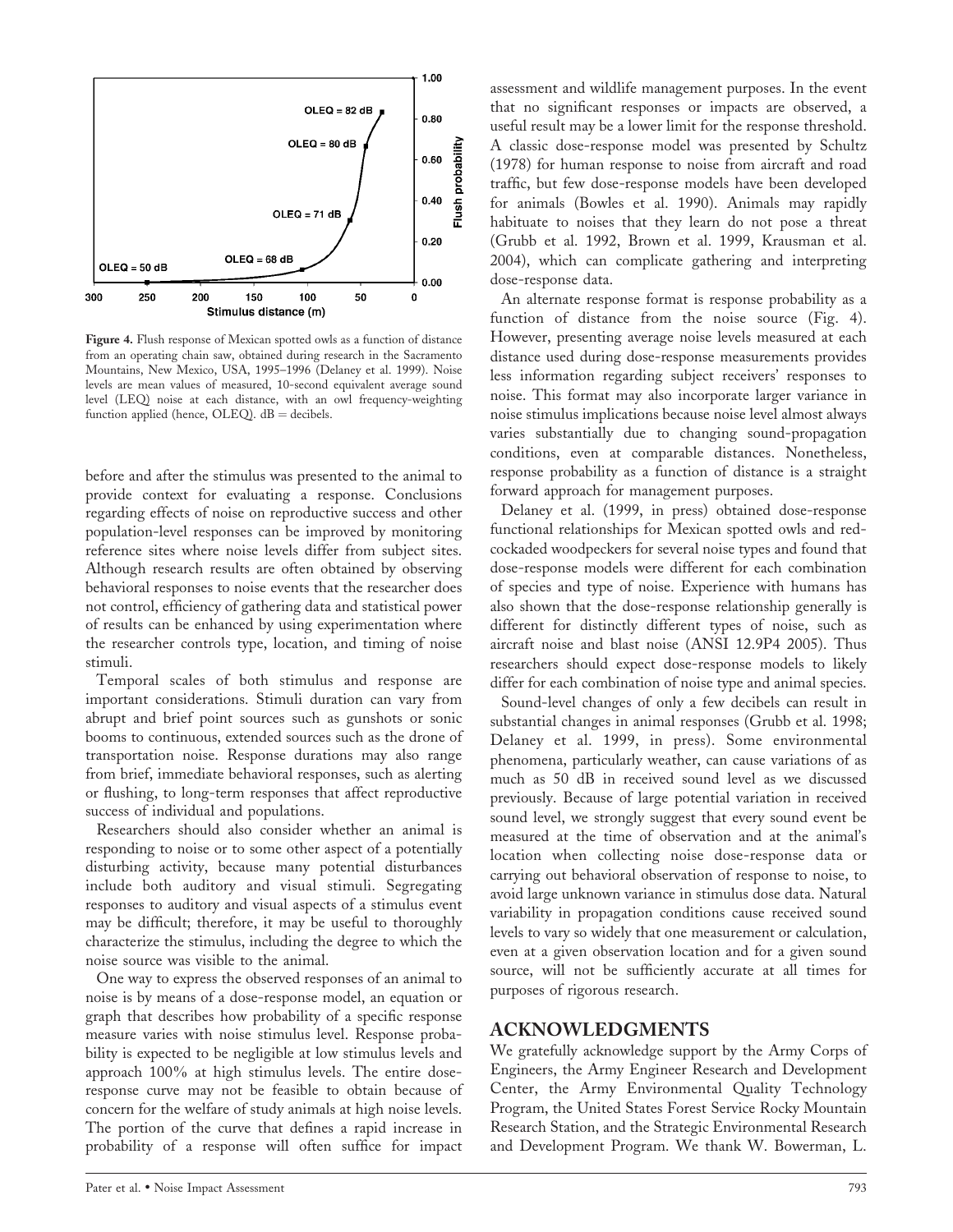Figure 4. Flush response of Mexican spotted owls as a function of distance from an operating chain saw, obtained during research in the Sacramento Mountains, New Mexico, USA, 1995–1996 (Delaney et al. 1999). Noise levels are mean values of measured, 10-second equivalent average sound level (LEQ) noise at each distance, with an owl frequency-weighting function applied (hence, OLEQ). dB = decibels.

before and after the stimulus was presented to the animal to provide context for evaluating a response. Conclusions regarding effects of noise on reproductive success and other population-level responses can be improved by monitoring reference sites where noise levels differ from subject sites. Although research results are often obtained by observing behavioral responses to noise events that the researcher does not control, efficiency of gathering data and statistical power of results can be enhanced by using experimentation where the researcher controls type, location, and timing of noise stimuli.

Temporal scales of both stimulus and response are important considerations. Stimuli duration can vary from abrupt and brief point sources such as gunshots or sonic booms to continuous, extended sources such as the drone of transportation noise. Response durations may also range from brief, immediate behavioral responses, such as alerting or flushing, to long-term responses that affect reproductive success of individual and populations.

Researchers should also consider whether an animal is responding to noise or to some other aspect of a potentially disturbing activity, because many potential disturbances include both auditory and visual stimuli. Segregating responses to auditory and visual aspects of a stimulus event may be difficult; therefore, it may be useful to thoroughly characterize the stimulus, including the degree to which the noise source was visible to the animal.

One way to express the observed responses of an animal to noise is by means of a dose-response model, an equation or graph that describes how probability of a specific response measure varies with noise stimulus level. Response probability is expected to be negligible at low stimulus levels and approach 100% at high stimulus levels. The entire dose-response curve may not be feasible to obtain because of concern for the welfare of study animals at high noise levels. The portion of the curve that defines a rapid increase in probability of a response will often suffice for impact assessment and wildlife management purposes. In the event that no significant responses or impacts are observed, a useful result may be a lower limit for the response threshold. A classic dose-response model was presented by Schultz (1978) for human response to noise from aircraft and road traffic, but few dose-response models have been developed for animals (Bowles et al. 1990). Animals may rapidly habituate to noises that they learn do not pose a threat (Grubb et al. 1992, Brown et al. 1999, Krausman et al. 2004), which can complicate gathering and interpreting dose-response data.

An alternate response format is response probability as a function of distance from the noise source (Fig. 4). However, presenting average noise levels measured at each distance used during dose-response measurements provides less information regarding subject receivers' responses to noise. This format may also incorporate larger variance in noise stimulus implications because noise level almost always varies substantially due to changing sound-propagation conditions, even at comparable distances. Nonetheless, response probability as a function of distance is a straight forward approach for management purposes.

Delaney et al. (1999, in press) obtained dose-response functional relationships for Mexican spotted owls and red-cockaded woodpeckers for several noise types and found that dose-response models were different for each combination of species and type of noise. Experience with humans has also shown that the dose-response relationship generally is different for distinctly different types of noise, such as aircraft noise and blast noise (ANSI 12.9P4 2005). Thus researchers should expect dose-response models to likely differ for each combination of noise type and animal species.

Sound-level changes of only a few decibels can result in substantial changes in animal responses (Grubb et al. 1998; Delaney et al. 1999, in press). Some environmental phenomena, particularly weather, can cause variations of as much as 50 dB in received sound level as we discussed previously. Because of large potential variation in received sound level, we strongly suggest that every sound event be measured at the time of observation and at the animal's location when collecting noise dose-response data or carrying out behavioral observation of response to noise, to avoid large unknown variance in stimulus dose data. Natural variability in propagation conditions cause received sound levels to vary so widely that one measurement or calculation, even at a given observation location and for a given sound source, will not be sufficiently accurate at all times for purposes of rigorous research.

## ACKNOWLEDGMENTS

We gratefully acknowledge support by the Army Corps of Engineers, the Army Engineer Research and Development Center, the Army Environmental Quality Technology Program, the United States Forest Service Rocky Mountain Research Station, and the Strategic Environmental Research and Development Program. We thank W. Bowerman, L.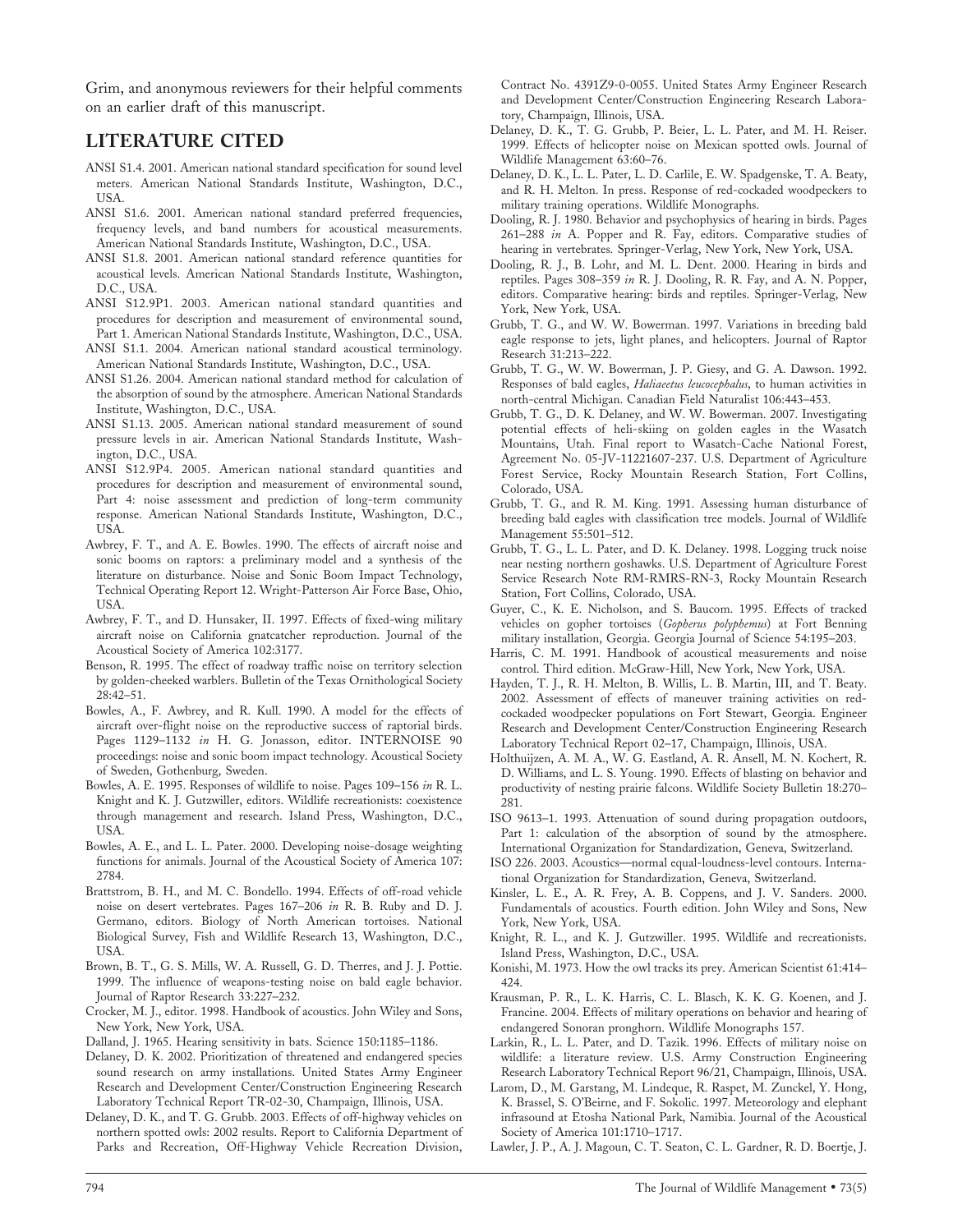Grim, and anonymous reviewers for their helpful comments on an earlier draft of this manuscript.

## LITERATURE CITED

ANSI S1.4. 2001. American national standard specification for sound level meters. American National Standards Institute, Washington, D.C., USA.

ANSI S1.6. 2001. American national standard preferred frequencies, frequency levels, and band numbers for acoustical measurements. American National Standards Institute, Washington, D.C., USA.

ANSI S1.8. 2001. American national standard reference quantities for acoustical levels. American National Standards Institute, Washington, D.C., USA.

ANSI S12.9P1. 2003. American national standard quantities and procedures for description and measurement of environmental sound, Part 1. American National Standards Institute, Washington, D.C., USA.

ANSI S1.1. 2004. American national standard acoustical terminology. American National Standards Institute, Washington, D.C., USA.

ANSI S1.26. 2004. American national standard method for calculation of the absorption of sound by the atmosphere. American National Standards Institute, Washington, D.C., USA.

ANSI S1.13. 2005. American national standard measurement of sound pressure levels in air. American National Standards Institute, Washington, D.C., USA.

ANSI S12.9P4. 2005. American national standard quantities and procedures for description and measurement of environmental sound, Part 4: noise assessment and prediction of long-term community response. American National Standards Institute, Washington, D.C., USA.

Awbrey, F. T., and A. E. Bowles. 1990. The effects of aircraft noise and sonic booms on raptors: a preliminary model and a synthesis of the literature on disturbance. Noise and Sonic Boom Impact Technology, Technical Operating Report 12. Wright-Patterson Air Force Base, Ohio, USA.

Awbrey, F. T., and D. Hunsaker, II. 1997. Effects of fixed-wing military aircraft noise on California gnatcatcher reproduction. Journal of the Acoustical Society of America 102:3177.

Benson, R. 1995. The effect of roadway traffic noise on territory selection by golden-cheeked warblers. Bulletin of the Texas Ornithological Society 28:42–51.

Bowles, A., F. Awbrey, and R. Kull. 1990. A model for the effects of aircraft over-flight noise on the reproductive success of raptorial birds. Pages 1129–1132 *in* H. G. Jonasson, editor. INTERNOISE 90 proceedings: noise and sonic boom impact technology. Acoustical Society of Sweden, Gothenburg, Sweden.

Bowles, A. E. 1995. Responses of wildlife to noise. Pages 109–156 *in* R. L. Knight and K. J. Gutzwiller, editors. Wildlife recreationists: coexistence through management and research. Island Press, Washington, D.C., USA.

Bowles, A. E., and L. L. Pater. 2000. Developing noise-dosage weighting functions for animals. Journal of the Acoustical Society of America 107: 2784.

Brattstrom, B. H., and M. C. Bondello. 1994. Effects of off-road vehicle noise on desert vertebrates. Pages 167–206 *in* R. B. Ruby and D. J. Germano, editors. Biology of North American tortoises. National Biological Survey, Fish and Wildlife Research 13, Washington, D.C., USA.

Brown, B. T., G. S. Mills, W. A. Russell, G. D. Therres, and J. J. Pottie. 1999. The influence of weapons-testing noise on bald eagle behavior. Journal of Raptor Research 33:227–232.

Crocker, M. J., editor. 1998. Handbook of acoustics. John Wiley and Sons, New York, New York, USA.

Dalland, J. 1965. Hearing sensitivity in bats. Science 150:1185–1186.

Delaney, D. K. 2002. Prioritization of threatened and endangered species sound research on army installations. United States Army Engineer Research and Development Center/Construction Engineering Research Laboratory Technical Report TR-02-30, Champaign, Illinois, USA.

Delaney, D. K., and T. G. Grubb. 2003. Effects of off-highway vehicles on northern spotted owls: 2002 results. Report to California Department of Parks and Recreation, Off-Highway Vehicle Recreation Division, Contract No. 4391Z9-0-0055. United States Army Engineer Research and Development Center/Construction Engineering Research Laboratory, Champaign, Illinois, USA.

Delaney, D. K., T. G. Grubb, P. Beier, L. L. Pater, and M. H. Reiser. 1999. Effects of helicopter noise on Mexican spotted owls. Journal of Wildlife Management 63:60–76.

Delaney, D. K., L. L. Pater, L. D. Carlile, E. W. Spadgenske, T. A. Beaty, and R. H. Melton. In press. Response of red-cockaded woodpeckers to military training operations. Wildlife Monographs.

Dooling, R. J. 1980. Behavior and psychophysics of hearing in birds. Pages 261–288 *in* A. Popper and R. Fay, editors. Comparative studies of hearing in vertebrates. Springer-Verlag, New York, New York, USA.

Dooling, R. J., B. Lohr, and M. L. Dent. 2000. Hearing in birds and reptiles. Pages 308–359 *in* R. J. Dooling, R. R. Fay, and A. N. Popper, editors. Comparative hearing: birds and reptiles. Springer-Verlag, New York, New York, USA.

Grubb, T. G., and W. W. Bowerman. 1997. Variations in breeding bald eagle response to jets, light planes, and helicopters. Journal of Raptor Research 31:213–222.

Grubb, T. G., W. W. Bowerman, J. P. Giesy, and G. A. Dawson. 1992. Responses of bald eagles, *Haliaeetus leucocephalus*, to human activities in north-central Michigan. Canadian Field Naturalist 106:443–453.

Grubb, T. G., D. K. Delaney, and W. W. Bowerman. 2007. Investigating potential effects of heli-skiing on golden eagles in the Wasatch Mountains, Utah. Final report to Wasatch-Cache National Forest, Agreement No. 05-JV-11221607-237. U.S. Department of Agriculture Forest Service, Rocky Mountain Research Station, Fort Collins, Colorado, USA.

Grubb, T. G., and R. M. King. 1991. Assessing human disturbance of breeding bald eagles with classification tree models. Journal of Wildlife Management 55:501–512.

Grubb, T. G., L. L. Pater, and D. K. Delaney. 1998. Logging truck noise near nesting northern goshawks. U.S. Department of Agriculture Forest Service Research Note RM-RMRS-RN-3, Rocky Mountain Research Station, Fort Collins, Colorado, USA.

Guyer, C., K. E. Nicholson, and S. Baucom. 1995. Effects of tracked vehicles on gopher tortoises (*Gopherus polyphemus*) at Fort Benning military installation, Georgia. Georgia Journal of Science 54:195–203.

Harris, C. M. 1991. Handbook of acoustical measurements and noise control. Third edition. McGraw-Hill, New York, New York, USA.

Hayden, T. J., R. H. Melton, B. Willis, L. B. Martin, III, and T. Beaty. 2002. Assessment of effects of maneuver training activities on red-cockaded woodpecker populations on Fort Stewart, Georgia. Engineer Research and Development Center/Construction Engineering Research Laboratory Technical Report 02–17, Champaign, Illinois, USA.

Holthuijzen, A. M. A., W. G. Eastland, A. R. Ansell, M. N. Kochert, R. D. Williams, and L. S. Young. 1990. Effects of blasting on behavior and productivity of nesting prairie falcons. Wildlife Society Bulletin 18:270–281.

ISO 9613–1. 1993. Attenuation of sound during propagation outdoors, Part 1: calculation of the absorption of sound by the atmosphere. International Organization for Standardization, Geneva, Switzerland.

ISO 226. 2003. Acoustics—normal equal-loudness-level contours. International Organization for Standardization, Geneva, Switzerland.

Kinsler, L. E., A. R. Frey, A. B. Coppens, and J. V. Sanders. 2000. Fundamentals of acoustics. Fourth edition. John Wiley and Sons, New York, New York, USA.

Knight, R. L., and K. J. Gutzwiller. 1995. Wildlife and recreationists. Island Press, Washington, D.C., USA.

Konishi, M. 1973. How the owl tracks its prey. American Scientist 61:414–424.

Krausman, P. R., L. K. Harris, C. L. Blasch, K. K. G. Koenen, and J. Francine. 2004. Effects of military operations on behavior and hearing of endangered Sonoran pronghorn. Wildlife Monographs 157.

Larkin, R., L. L. Pater, and D. Tazik. 1996. Effects of military noise on wildlife: a literature review. U.S. Army Construction Engineering Research Laboratory Technical Report 96/21, Champaign, Illinois, USA.

Larom, D., M. Garstang, M. Lindeque, R. Raspet, M. Zunckel, Y. Hong, K. Brassel, S. O'Beirne, and F. Sokolic. 1997. Meteorology and elephant infrasound at Etosha National Park, Namibia. Journal of the Acoustical Society of America 101:1710–1717.

Lawler, J. P., A. J. Magoun, C. T. Seaton, C. L. Gardner, R. D. Boertje, J.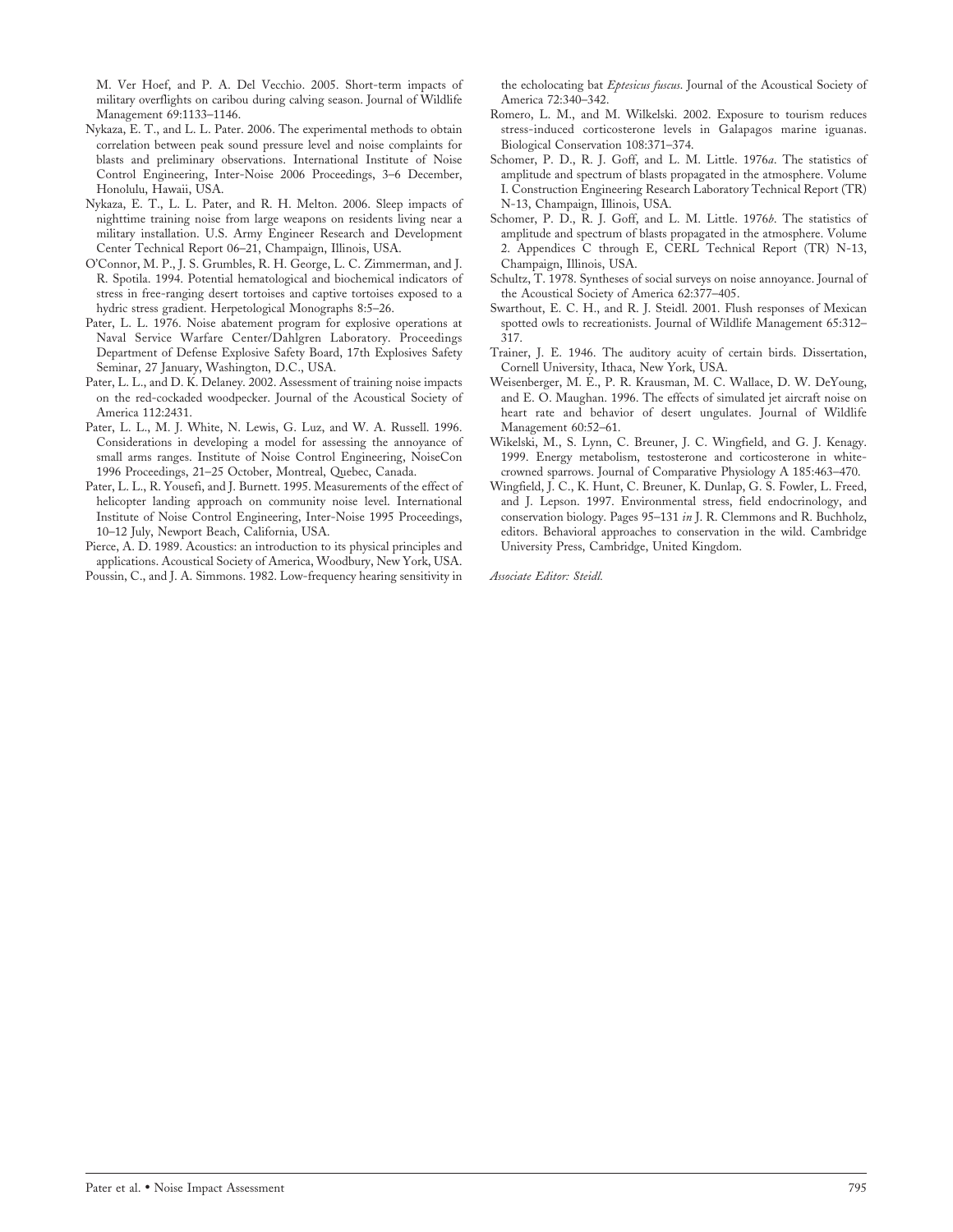M. Ver Hoef, and P. A. Del Vecchio. 2005. Short-term impacts of military overflights on caribou during calving season. Journal of Wildlife Management 69:1133–1146.

Nykaza, E. T., and L. L. Pater. 2006. The experimental methods to obtain correlation between peak sound pressure level and noise complaints for blasts and preliminary observations. International Institute of Noise Control Engineering, Inter-Noise 2006 Proceedings, 3–6 December, Honolulu, Hawaii, USA.

Nykaza, E. T., L. L. Pater, and R. H. Melton. 2006. Sleep impacts of nighttime training noise from large weapons on residents living near a military installation. U.S. Army Engineer Research and Development Center Technical Report 06–21, Champaign, Illinois, USA.

O'Connor, M. P., J. S. Grumbles, R. H. George, L. C. Zimmerman, and J. R. Spotila. 1994. Potential hematological and biochemical indicators of stress in free-ranging desert tortoises and captive tortoises exposed to a hydric stress gradient. Herpetological Monographs 8:5–26.

Pater, L. L. 1976. Noise abatement program for explosive operations at Naval Service Warfare Center/Dahlgren Laboratory. Proceedings Department of Defense Explosive Safety Board, 17th Explosives Safety Seminar, 27 January, Washington, D.C., USA.

Pater, L. L., and D. K. Delaney. 2002. Assessment of training noise impacts on the red-cockaded woodpecker. Journal of the Acoustical Society of America 112:2431.

Pater, L. L., M. J. White, N. Lewis, G. Luz, and W. A. Russell. 1996. Considerations in developing a model for assessing the annoyance of small arms ranges. Institute of Noise Control Engineering, NoiseCon 1996 Proceedings, 21–25 October, Montreal, Quebec, Canada.

Pater, L. L., R. Yousefi, and J. Burnett. 1995. Measurements of the effect of helicopter landing approach on community noise level. International Institute of Noise Control Engineering, Inter-Noise 1995 Proceedings, 10–12 July, Newport Beach, California, USA.

Pierce, A. D. 1989. Acoustics: an introduction to its physical principles and applications. Acoustical Society of America, Woodbury, New York, USA.

Poussin, C., and J. A. Simmons. 1982. Low-frequency hearing sensitivity in the echolocating bat *Eptesicus fuscus*. Journal of the Acoustical Society of America 72:340–342.

Romero, L. M., and M. Wilkelski. 2002. Exposure to tourism reduces stress-induced corticosterone levels in Galapagos marine iguanas. Biological Conservation 108:371–374.

Schomer, P. D., R. J. Goff, and L. M. Little. 1976*a*. The statistics of amplitude and spectrum of blasts propagated in the atmosphere. Volume I. Construction Engineering Research Laboratory Technical Report (TR) N-13, Champaign, Illinois, USA.

Schomer, P. D., R. J. Goff, and L. M. Little. 1976*b*. The statistics of amplitude and spectrum of blasts propagated in the atmosphere. Volume 2. Appendices C through E, CERL Technical Report (TR) N-13, Champaign, Illinois, USA.

Schultz, T. 1978. Syntheses of social surveys on noise annoyance. Journal of the Acoustical Society of America 62:377–405.

Swarthout, E. C. H., and R. J. Steidl. 2001. Flush responses of Mexican spotted owls to recreationists. Journal of Wildlife Management 65:312–317.

Trainer, J. E. 1946. The auditory acuity of certain birds. Dissertation, Cornell University, Ithaca, New York, USA.

Weisenberger, M. E., P. R. Krausman, M. C. Wallace, D. W. DeYoung, and E. O. Maughan. 1996. The effects of simulated jet aircraft noise on heart rate and behavior of desert ungulates. Journal of Wildlife Management 60:52–61.

Wikelski, M., S. Lynn, C. Breuner, J. C. Wingfield, and G. J. Kenagy. 1999. Energy metabolism, testosterone and corticosterone in white-crowned sparrows. Journal of Comparative Physiology A 185:463–470.

Wingfield, J. C., K. Hunt, C. Breuner, K. Dunlap, G. S. Fowler, L. Freed, and J. Lepson. 1997. Environmental stress, field endocrinology, and conservation biology. Pages 95–131 *in* J. R. Clemmons and R. Buchholz, editors. Behavioral approaches to conservation in the wild. Cambridge University Press, Cambridge, United Kingdom.

*Associate Editor: Steidl.*